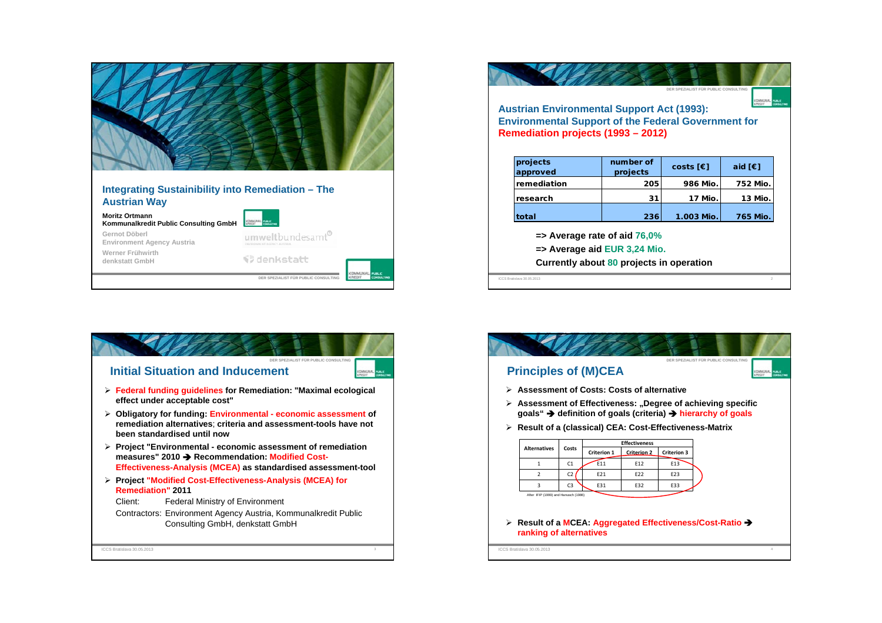# Integrating Sustainibility into Remediation – The Austrian Way

**Moritz Ortmann**
**Kommunalkredit Public Consulting GmbH**

Gernot Döberl
Environment Agency Austria

Werner Frühwirth
denkstatt GmbH

---

## Austrian Environmental Support Act (1993): Environmental Support of the Federal Government for Remediation projects (1993 – 2012)

| projects approved | number of projects | costs [€] | aid [€] |
|---|---|---|---|
| remediation | 205 | 986 Mio. | 752 Mio. |
| research | 31 | 17 Mio. | 13 Mio. |
| total | 236 | 1.003 Mio. | 765 Mio. |

=> Average rate of aid 76,0%

=> Average aid EUR 3,24 Mio.

Currently about 80 projects in operation

---

## Initial Situation and Inducement

- **Federal funding guidelines** for Remediation: "Maximal ecological effect under acceptable cost"
- Obligatory for funding: **Environmental - economic assessment** of remediation alternatives; criteria and assessment-tools have not been standardised until now
- Project "Environmental - economic assessment of remediation measures" 2010 ➔ Recommendation: **Modified Cost-Effectiveness-Analysis (MCEA)** as standardised assessment-tool
- Project **"Modified Cost-Effectiveness-Analysis (MCEA) for Remediation"** 2011

  Client: Federal Ministry of Environment

  Contractors: Environment Agency Austria, Kommunalkredit Public Consulting GmbH, denkstatt GmbH

---

## Principles of (M)CEA

- Assessment of Costs: Costs of alternative
- Assessment of Effectiveness: „Degree of achieving specific goals" ➔ definition of goals (criteria) ➔ **hierarchy of goals**
- Result of a (classical) CEA: Cost-Effectiveness-Matrix

| Alternatives | Costs | Effectiveness | | |
|---|---|---|---|---|
| | | Criterion 1 | Criterion 2 | Criterion 3 |
| 1 | C1 | E11 | E12 | E13 |
| 2 | C2 | E21 | E22 | E23 |
| 3 | C3 | E31 | E32 | E33 |

After IFIP (1999) and Hanusch (1986)

- Result of a **MCEA: Aggregated Effectiveness/Cost-Ratio ➔ ranking of alternatives**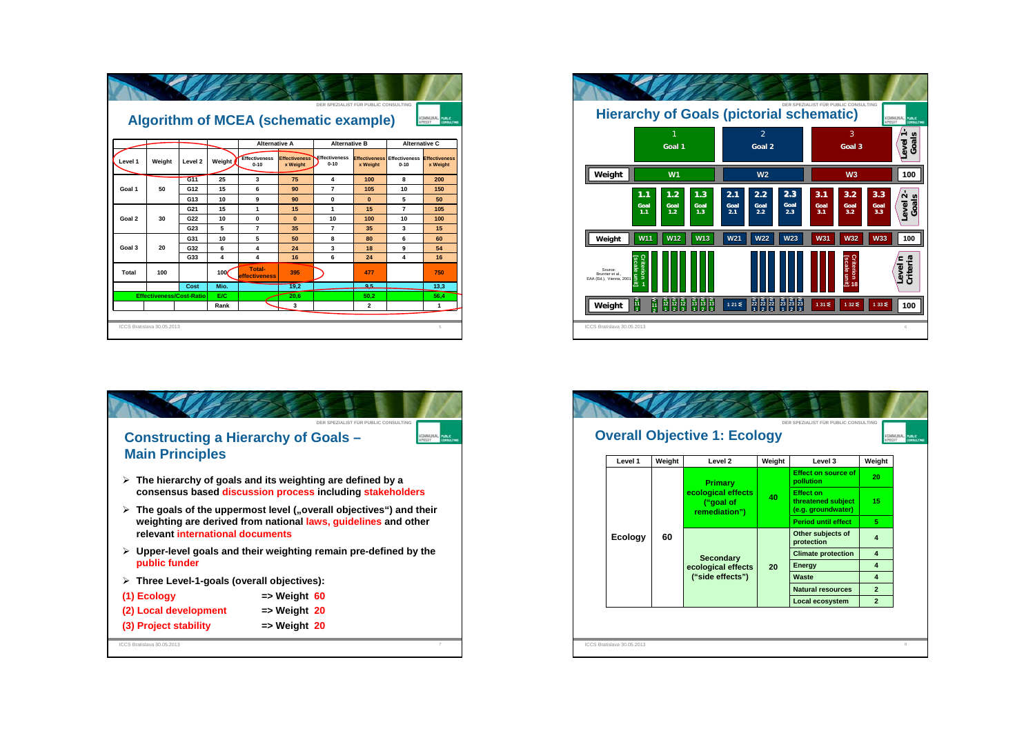## Algorithm of MCEA (schematic example)

| Level 1 | Weight | Level 2 | Weight | Alternative A Effectiveness 0-10 | Alternative A Effectiveness x Weight | Alternative B Effectiveness 0-10 | Alternative B Effectiveness x Weight | Alternative C Effectiveness 0-10 | Alternative C Effectiveness x Weight |
|---|---|---|---|---|---|---|---|---|---|
| Goal 1 | 50 | G11 | 25 | 3 | 75 | 4 | 100 | 8 | 200 |
| | | G12 | 15 | 6 | 90 | 7 | 105 | 10 | 150 |
| | | G13 | 10 | 9 | 90 | 0 | 0 | 5 | 50 |
| Goal 2 | 30 | G21 | 15 | 1 | 15 | 1 | 15 | 7 | 105 |
| | | G22 | 10 | 0 | 0 | 10 | 100 | 10 | 100 |
| | | G23 | 5 | 7 | 35 | 7 | 35 | 3 | 15 |
| Goal 3 | 20 | G31 | 10 | 5 | 50 | 8 | 80 | 6 | 60 |
| | | G32 | 6 | 4 | 24 | 3 | 18 | 9 | 54 |
| | | G33 | 4 | 4 | 16 | 6 | 24 | 4 | 16 |
| Total | 100 | | 100 | Total-effectiveness | 395 | | 477 | | 750 |
| | | Cost | Mio. | | 19,2 | | 9,5 | | 13,3 |
| Effectiveness/Cost-Ratio | | | E/C | | 20,6 | | 50,2 | | 56,4 |
| | | | Rank | | 3 | | 2 | | 1 |

ICCS Bratislava 30.05.2013

## Hierarchy of Goals (pictorial schematic)

| | 1 Goal 1 | 2 Goal 2 | 3 Goal 3 | Level 1-Goals |
|---|---|---|---|---|
| Weight | W1 | W2 | W3 | 100 |
| | 1.1 Goal 1.1, 1.2 Goal 1.2, 1.3 Goal 1.3 | 2.1 Goal 2.1, 2.2 Goal 2.2, 2.3 Goal 2.3 | 3.1 Goal 3.1, 3.2 Goal 3.2, 3.3 Goal 3.3 | Level 2-Goals |
| Weight | W11, W12, W13 | W21, W22, W23 | W31, W32, W33 | 100 |
| Source: Brunner et al., EAA (Ed.), Vienna, 2001 | Criterion 1 [scale unit] | | Criterion 18 [scale unit] | Level n Criteria |
| Weight | | | | 100 |

ICCS Bratislava 30.05.2013

## Constructing a Hierarchy of Goals – Main Principles

- The hierarchy of goals and its weighting are defined by a consensus based **discussion process** including **stakeholders**
- The goals of the uppermost level („overall objectives") and their weighting are derived from national **laws, guidelines** and other relevant **international documents**
- Upper-level goals and their weighting remain pre-defined by the **public funder**
- Three Level-1-goals (overall objectives):

**(1) Ecology** => Weight **60**
**(2) Local development** => Weight **20**
**(3) Project stability** => Weight **20**

ICCS Bratislava 30.05.2013

## Overall Objective 1: Ecology

| Level 1 | Weight | Level 2 | Weight | Level 3 | Weight |
|---|---|---|---|---|---|
| Ecology | 60 | Primary ecological effects ("goal of remediation") | 40 | Effect on source of pollution | 20 |
| | | | | Effect on threatened subject (e.g. groundwater) | 15 |
| | | | | Period until effect | 5 |
| | | Secondary ecological effects ("side effects") | 20 | Other subjects of protection | 4 |
| | | | | Climate protection | 4 |
| | | | | Energy | 4 |
| | | | | Waste | 4 |
| | | | | Natural resources | 2 |
| | | | | Local ecosystem | 2 |

ICCS Bratislava 30.05.2013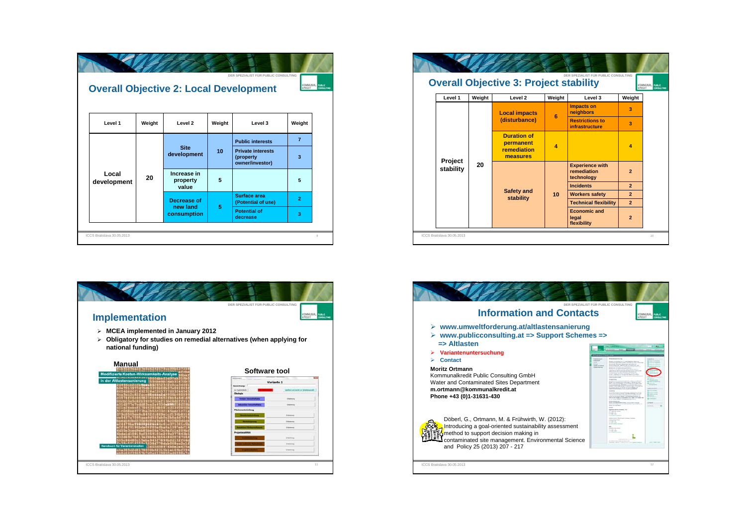## Overall Objective 2: Local Development

| Level 1 | Weight | Level 2 | Weight | Level 3 | Weight |
|---|---|---|---|---|---|
| Local development | 20 | Site development | 10 | Public interests | 7 |
| | | | | Private interests (property owner/investor) | 3 |
| | | Increase in property value | 5 | | 5 |
| | | Decrease of new land consumption | 5 | Surface area (Potential of use) | 2 |
| | | | | Potential of decrease | 3 |

## Overall Objective 3: Project stability

| Level 1 | Weight | Level 2 | Weight | Level 3 | Weight |
|---|---|---|---|---|---|
| Project stability | 20 | Local impacts (disturbance) | 6 | Impacts on neighbors | 3 |
| | | | | Restrictions to infrastructure | 3 |
| | | Duration of permanent remediation measures | 4 | | 4 |
| | | Safety and stability | 10 | Experience with remediation technology | 2 |
| | | | | Incidents | 2 |
| | | | | Workers safety | 2 |
| | | | | Technical flexibility | 2 |
| | | | | Economic and legal flexibility | 2 |

## Implementation

- MCEA implemented in January 2012
- Obligatory for studies on remedial alternatives (when applying for national funding)

**Manual**

Modifizierte Kosten-Wirksamkeits-Analyse in der Altlastensanierung

Handbuch für Variantenstudien

**Software tool**

## Information and Contacts

- www.umweltforderung.at/altlastensanierung
- www.publicconsulting.at => Support Schemes => => Altlasten
- Variantenuntersuchung
- Contact

**Moritz Ortmann**
Kommunalkredit Public Consulting GmbH
Water and Contaminated Sites Department
**m.ortmann@kommunalkredit.at**
**Phone +43 (0)1-31631-430**

Döberl, G., Ortmann, M. & Frühwirth, W. (2012): Introducing a goal-oriented sustainability assessment method to support decision making in contaminated site management. Environmental Science and Policy 25 (2013) 207 - 217